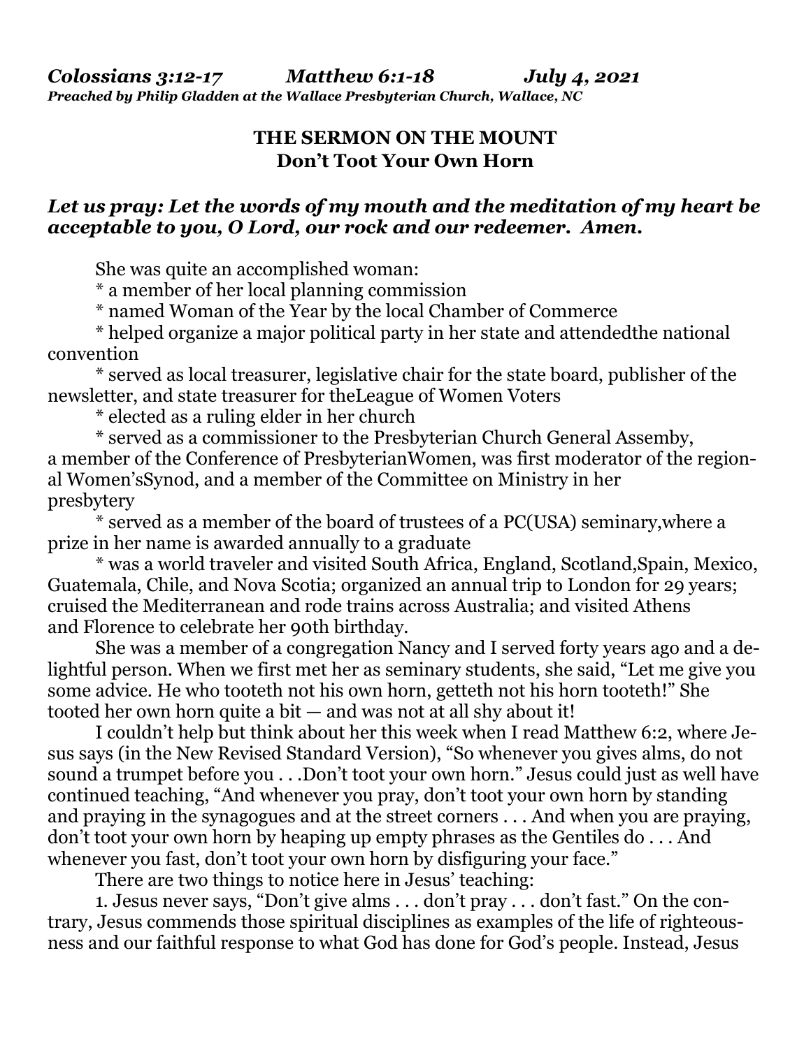***Colossians 3:12-17 Matthew 6:1-18 July 4, 2021***
***Preached by Philip Gladden at the Wallace Presbyterian Church, Wallace, NC***

## THE SERMON ON THE MOUNT
### Don't Toot Your Own Horn

***Let us pray: Let the words of my mouth and the meditation of my heart be acceptable to you, O Lord, our rock and our redeemer. Amen.***

She was quite an accomplished woman:

* a member of her local planning commission
* named Woman of the Year by the local Chamber of Commerce
* helped organize a major political party in her state and attendedthe national convention
* served as local treasurer, legislative chair for the state board, publisher of the newsletter, and state treasurer for theLeague of Women Voters
* elected as a ruling elder in her church
* served as a commissioner to the Presbyterian Church General Assemby, a member of the Conference of PresbyterianWomen, was first moderator of the regional Women'sSynod, and a member of the Committee on Ministry in her presbytery
* served as a member of the board of trustees of a PC(USA) seminary,where a prize in her name is awarded annually to a graduate
* was a world traveler and visited South Africa, England, Scotland,Spain, Mexico, Guatemala, Chile, and Nova Scotia; organized an annual trip to London for 29 years; cruised the Mediterranean and rode trains across Australia; and visited Athens and Florence to celebrate her 90th birthday.

She was a member of a congregation Nancy and I served forty years ago and a delightful person. When we first met her as seminary students, she said, "Let me give you some advice. He who tooteth not his own horn, getteth not his horn tooteth!" She tooted her own horn quite a bit — and was not at all shy about it!

I couldn't help but think about her this week when I read Matthew 6:2, where Jesus says (in the New Revised Standard Version), "So whenever you gives alms, do not sound a trumpet before you . . .Don't toot your own horn." Jesus could just as well have continued teaching, "And whenever you pray, don't toot your own horn by standing and praying in the synagogues and at the street corners . . . And when you are praying, don't toot your own horn by heaping up empty phrases as the Gentiles do . . . And whenever you fast, don't toot your own horn by disfiguring your face."

There are two things to notice here in Jesus' teaching:

1. Jesus never says, "Don't give alms . . . don't pray . . . don't fast." On the contrary, Jesus commends those spiritual disciplines as examples of the life of righteousness and our faithful response to what God has done for God's people. Instead, Jesus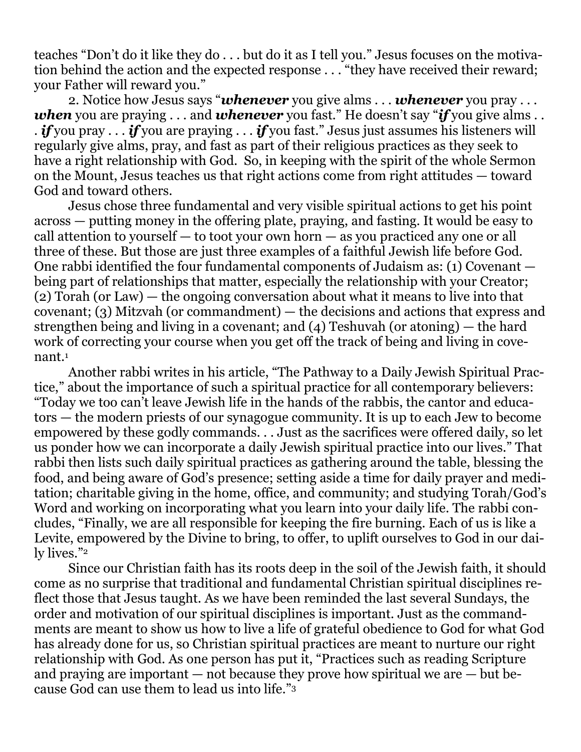teaches "Don't do it like they do . . . but do it as I tell you." Jesus focuses on the motivation behind the action and the expected response . . . "they have received their reward; your Father will reward you."

2. Notice how Jesus says "***whenever*** you give alms . . . ***whenever*** you pray . . . ***when*** you are praying . . . and ***whenever*** you fast." He doesn't say "***if*** you give alms . . . ***if*** you pray . . . ***if*** you are praying . . . ***if*** you fast." Jesus just assumes his listeners will regularly give alms, pray, and fast as part of their religious practices as they seek to have a right relationship with God. So, in keeping with the spirit of the whole Sermon on the Mount, Jesus teaches us that right actions come from right attitudes — toward God and toward others.

Jesus chose three fundamental and very visible spiritual actions to get his point across — putting money in the offering plate, praying, and fasting. It would be easy to call attention to yourself — to toot your own horn — as you practiced any one or all three of these. But those are just three examples of a faithful Jewish life before God. One rabbi identified the four fundamental components of Judaism as: (1) Covenant — being part of relationships that matter, especially the relationship with your Creator; (2) Torah (or Law) — the ongoing conversation about what it means to live into that covenant; (3) Mitzvah (or commandment) — the decisions and actions that express and strengthen being and living in a covenant; and (4) Teshuvah (or atoning) — the hard work of correcting your course when you get off the track of being and living in covenant.[1]

Another rabbi writes in his article, "The Pathway to a Daily Jewish Spiritual Practice," about the importance of such a spiritual practice for all contemporary believers: "Today we too can't leave Jewish life in the hands of the rabbis, the cantor and educators — the modern priests of our synagogue community. It is up to each Jew to become empowered by these godly commands. . . Just as the sacrifices were offered daily, so let us ponder how we can incorporate a daily Jewish spiritual practice into our lives." That rabbi then lists such daily spiritual practices as gathering around the table, blessing the food, and being aware of God's presence; setting aside a time for daily prayer and meditation; charitable giving in the home, office, and community; and studying Torah/God's Word and working on incorporating what you learn into your daily life. The rabbi concludes, "Finally, we are all responsible for keeping the fire burning. Each of us is like a Levite, empowered by the Divine to bring, to offer, to uplift ourselves to God in our daily lives."[2]

Since our Christian faith has its roots deep in the soil of the Jewish faith, it should come as no surprise that traditional and fundamental Christian spiritual disciplines reflect those that Jesus taught. As we have been reminded the last several Sundays, the order and motivation of our spiritual disciplines is important. Just as the commandments are meant to show us how to live a life of grateful obedience to God for what God has already done for us, so Christian spiritual practices are meant to nurture our right relationship with God. As one person has put it, "Practices such as reading Scripture and praying are important — not because they prove how spiritual we are — but because God can use them to lead us into life."[3]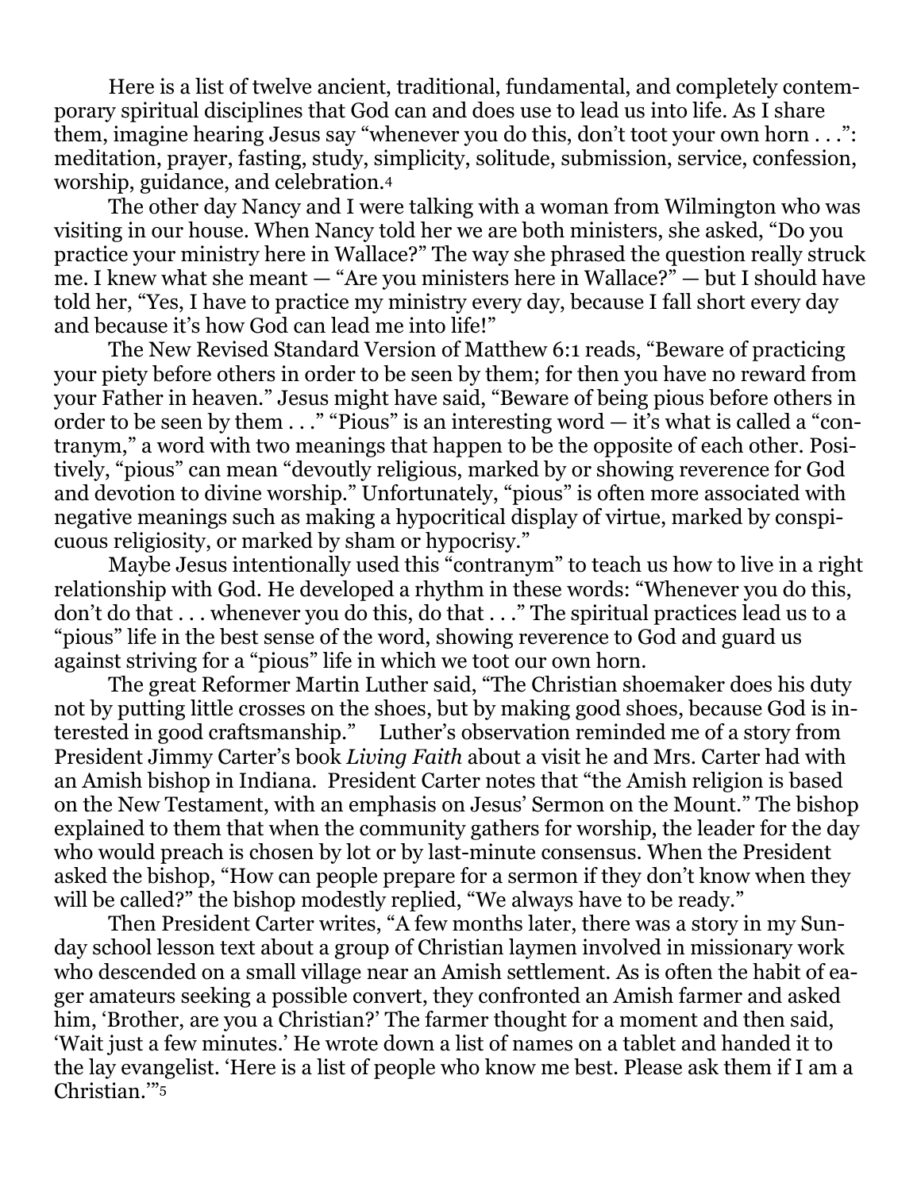Here is a list of twelve ancient, traditional, fundamental, and completely contemporary spiritual disciplines that God can and does use to lead us into life. As I share them, imagine hearing Jesus say "whenever you do this, don't toot your own horn . . .": meditation, prayer, fasting, study, simplicity, solitude, submission, service, confession, worship, guidance, and celebration.[4]

The other day Nancy and I were talking with a woman from Wilmington who was visiting in our house. When Nancy told her we are both ministers, she asked, "Do you practice your ministry here in Wallace?" The way she phrased the question really struck me. I knew what she meant — "Are you ministers here in Wallace?" — but I should have told her, "Yes, I have to practice my ministry every day, because I fall short every day and because it's how God can lead me into life!"

The New Revised Standard Version of Matthew 6:1 reads, "Beware of practicing your piety before others in order to be seen by them; for then you have no reward from your Father in heaven." Jesus might have said, "Beware of being pious before others in order to be seen by them . . ." "Pious" is an interesting word — it's what is called a "contranym," a word with two meanings that happen to be the opposite of each other. Positively, "pious" can mean "devoutly religious, marked by or showing reverence for God and devotion to divine worship." Unfortunately, "pious" is often more associated with negative meanings such as making a hypocritical display of virtue, marked by conspicuous religiosity, or marked by sham or hypocrisy."

Maybe Jesus intentionally used this "contranym" to teach us how to live in a right relationship with God. He developed a rhythm in these words: "Whenever you do this, don't do that . . . whenever you do this, do that . . ." The spiritual practices lead us to a "pious" life in the best sense of the word, showing reverence to God and guard us against striving for a "pious" life in which we toot our own horn.

The great Reformer Martin Luther said, "The Christian shoemaker does his duty not by putting little crosses on the shoes, but by making good shoes, because God is interested in good craftsmanship." Luther's observation reminded me of a story from President Jimmy Carter's book *Living Faith* about a visit he and Mrs. Carter had with an Amish bishop in Indiana. President Carter notes that "the Amish religion is based on the New Testament, with an emphasis on Jesus' Sermon on the Mount." The bishop explained to them that when the community gathers for worship, the leader for the day who would preach is chosen by lot or by last-minute consensus. When the President asked the bishop, "How can people prepare for a sermon if they don't know when they will be called?" the bishop modestly replied, "We always have to be ready."

Then President Carter writes, "A few months later, there was a story in my Sunday school lesson text about a group of Christian laymen involved in missionary work who descended on a small village near an Amish settlement. As is often the habit of eager amateurs seeking a possible convert, they confronted an Amish farmer and asked him, 'Brother, are you a Christian?' The farmer thought for a moment and then said, 'Wait just a few minutes.' He wrote down a list of names on a tablet and handed it to the lay evangelist. 'Here is a list of people who know me best. Please ask them if I am a Christian.'"[5]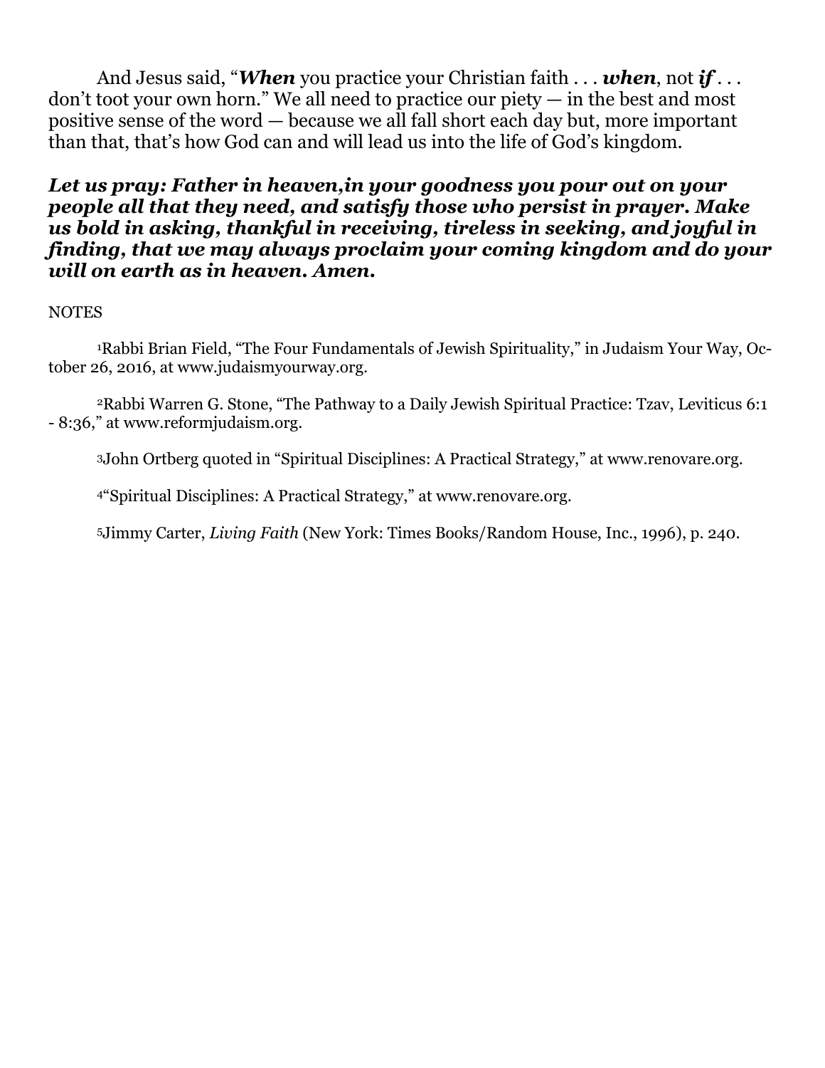And Jesus said, "***When*** you practice your Christian faith . . . ***when***, not ***if*** . . . don't toot your own horn." We all need to practice our piety — in the best and most positive sense of the word — because we all fall short each day but, more important than that, that's how God can and will lead us into the life of God's kingdom.

***Let us pray: Father in heaven,in your goodness you pour out on your people all that they need, and satisfy those who persist in prayer. Make us bold in asking, thankful in receiving, tireless in seeking, and joyful in finding, that we may always proclaim your coming kingdom and do your will on earth as in heaven. Amen.***

NOTES

[1]Rabbi Brian Field, "The Four Fundamentals of Jewish Spirituality," in Judaism Your Way, October 26, 2016, at www.judaismyourway.org.

[2]Rabbi Warren G. Stone, "The Pathway to a Daily Jewish Spiritual Practice: Tzav, Leviticus 6:1 - 8:36," at www.reformjudaism.org.

[3]John Ortberg quoted in "Spiritual Disciplines: A Practical Strategy," at www.renovare.org.

[4]"Spiritual Disciplines: A Practical Strategy," at www.renovare.org.

[5]Jimmy Carter, *Living Faith* (New York: Times Books/Random House, Inc., 1996), p. 240.